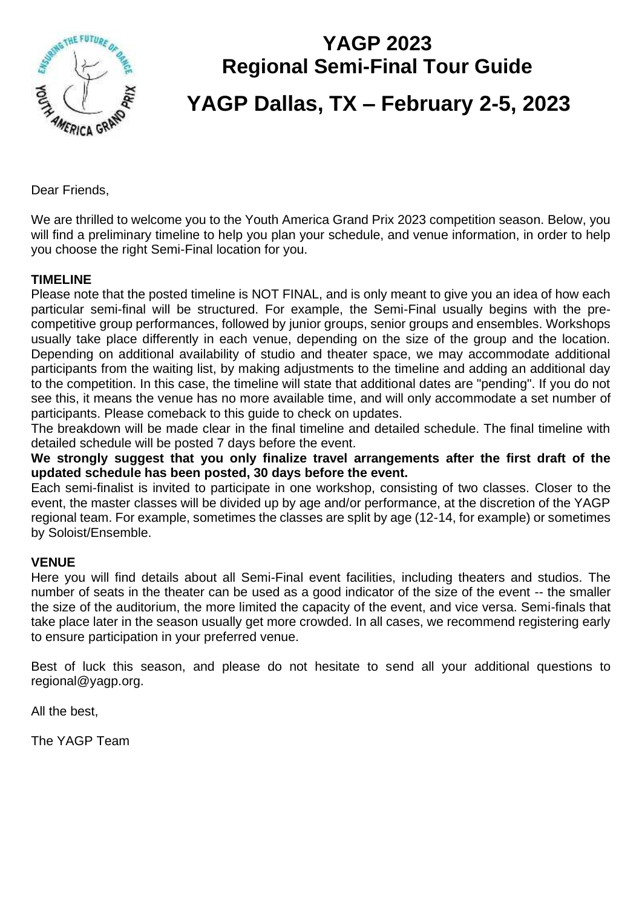# YAGP 2023
# Regional Semi-Final Tour Guide

## YAGP Dallas, TX – February 2-5, 2023

Dear Friends,

We are thrilled to welcome you to the Youth America Grand Prix 2023 competition season. Below, you will find a preliminary timeline to help you plan your schedule, and venue information, in order to help you choose the right Semi-Final location for you.

**TIMELINE**

Please note that the posted timeline is NOT FINAL, and is only meant to give you an idea of how each particular semi-final will be structured. For example, the Semi-Final usually begins with the pre-competitive group performances, followed by junior groups, senior groups and ensembles. Workshops usually take place differently in each venue, depending on the size of the group and the location. Depending on additional availability of studio and theater space, we may accommodate additional participants from the waiting list, by making adjustments to the timeline and adding an additional day to the competition. In this case, the timeline will state that additional dates are "pending". If you do not see this, it means the venue has no more available time, and will only accommodate a set number of participants. Please comeback to this guide to check on updates.

The breakdown will be made clear in the final timeline and detailed schedule. The final timeline with detailed schedule will be posted 7 days before the event.

**We strongly suggest that you only finalize travel arrangements after the first draft of the updated schedule has been posted, 30 days before the event.**

Each semi-finalist is invited to participate in one workshop, consisting of two classes. Closer to the event, the master classes will be divided up by age and/or performance, at the discretion of the YAGP regional team. For example, sometimes the classes are split by age (12-14, for example) or sometimes by Soloist/Ensemble.

**VENUE**

Here you will find details about all Semi-Final event facilities, including theaters and studios. The number of seats in the theater can be used as a good indicator of the size of the event -- the smaller the size of the auditorium, the more limited the capacity of the event, and vice versa. Semi-finals that take place later in the season usually get more crowded. In all cases, we recommend registering early to ensure participation in your preferred venue.

Best of luck this season, and please do not hesitate to send all your additional questions to regional@yagp.org.

All the best,

The YAGP Team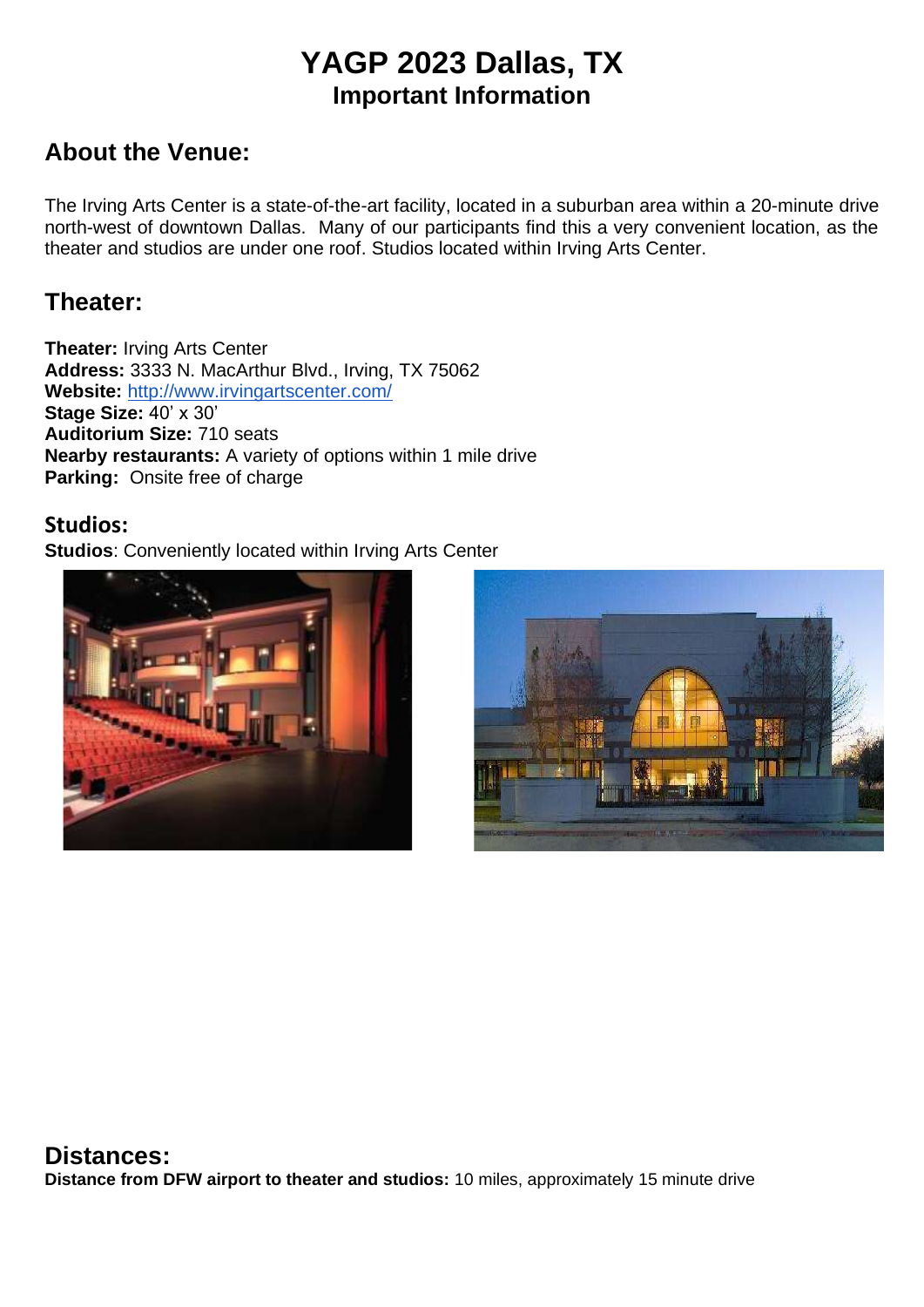# YAGP 2023 Dallas, TX
## Important Information

## About the Venue:

The Irving Arts Center is a state-of-the-art facility, located in a suburban area within a 20-minute drive north-west of downtown Dallas. Many of our participants find this a very convenient location, as the theater and studios are under one roof. Studios located within Irving Arts Center.

## Theater:

**Theater:** Irving Arts Center
**Address:** 3333 N. MacArthur Blvd., Irving, TX 75062
**Website:** http://www.irvingartscenter.com/
**Stage Size:** 40' x 30'
**Auditorium Size:** 710 seats
**Nearby restaurants:** A variety of options within 1 mile drive
**Parking:** Onsite free of charge

### Studios:

**Studios**: Conveniently located within Irving Arts Center

## Distances:

**Distance from DFW airport to theater and studios:** 10 miles, approximately 15 minute drive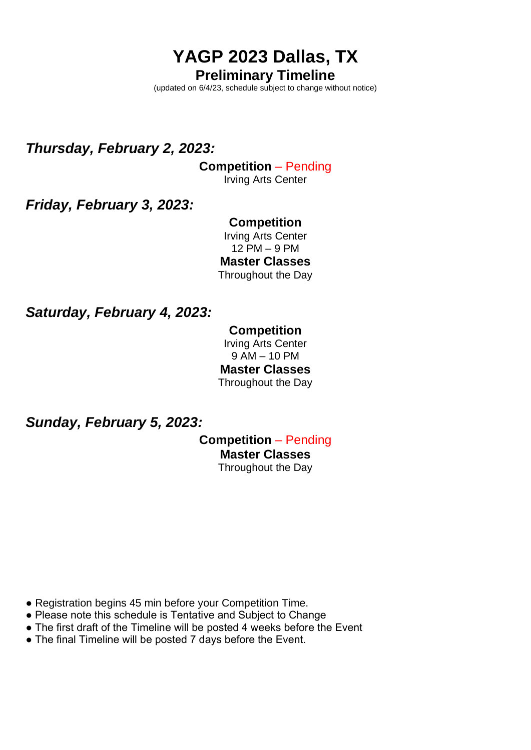# YAGP 2023 Dallas, TX

## Preliminary Timeline

(updated on 6/4/23, schedule subject to change without notice)

### *Thursday, February 2, 2023:*

**Competition** – Pending
Irving Arts Center

### *Friday, February 3, 2023:*

**Competition**
Irving Arts Center
12 PM – 9 PM
**Master Classes**
Throughout the Day

### *Saturday, February 4, 2023:*

**Competition**
Irving Arts Center
9 AM – 10 PM
**Master Classes**
Throughout the Day

### *Sunday, February 5, 2023:*

**Competition** – Pending
**Master Classes**
Throughout the Day

- Registration begins 45 min before your Competition Time.
- Please note this schedule is Tentative and Subject to Change
- The first draft of the Timeline will be posted 4 weeks before the Event
- The final Timeline will be posted 7 days before the Event.